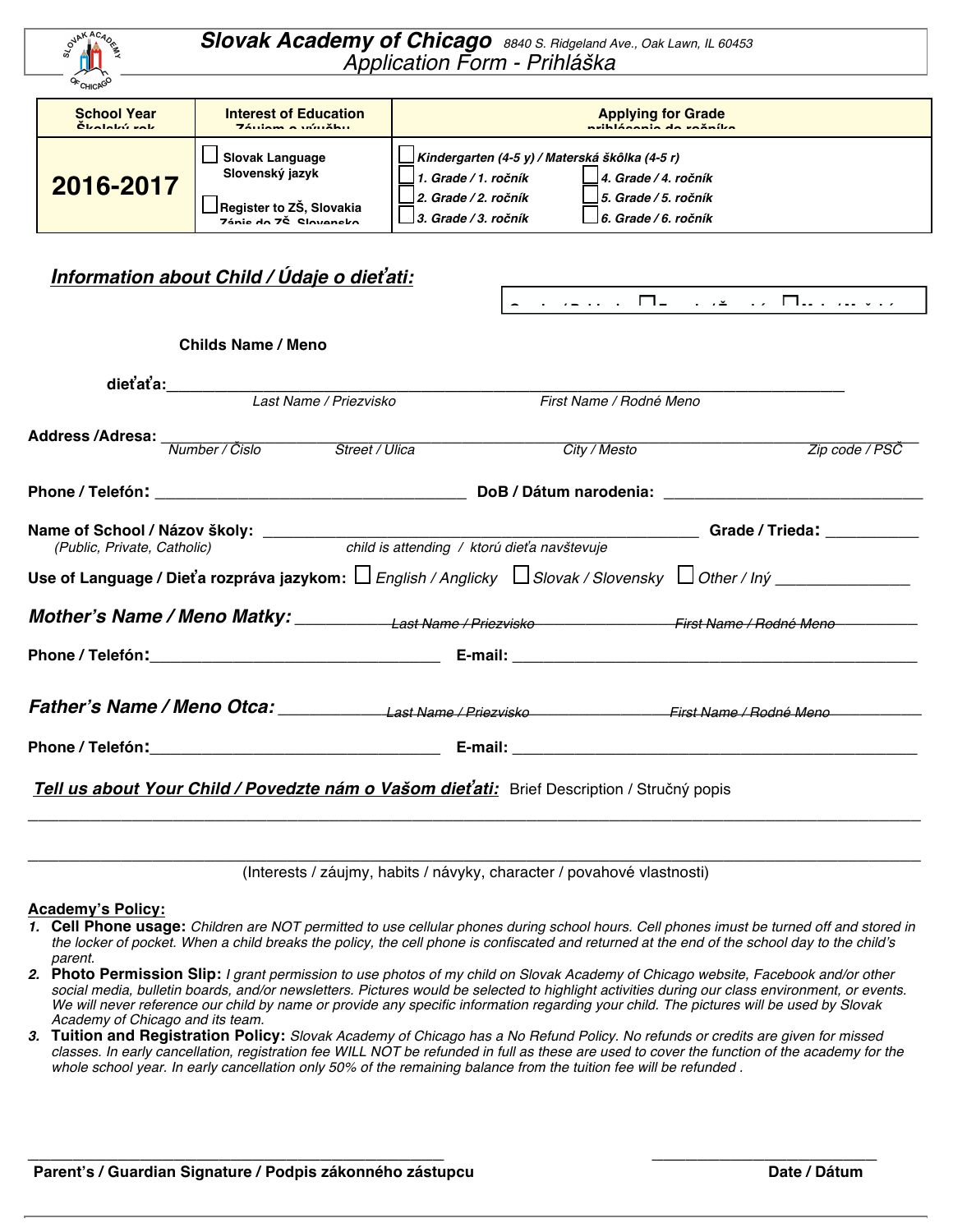# Slovak Academy of Chicago
*8840 S. Ridgeland Ave., Oak Lawn, IL 60453*

## Application Form - Prihláška

| School Year<br>Školský rok | Interest of Education<br>Záujem o výučbu | Applying for Grade<br>prihlásenie do ročníka | |
|---|---|---|---|
| **2016-2017** | ☐ Slovak Language<br>Slovenský jazyk<br><br>☐ Register to ZŠ, Slovakia<br>Zápis do ZŠ, Slovensko | ☐ *Kindergarten (4-5 y) / Materská škôlka (4-5 r)*<br>☐ *1. Grade / 1. ročník*<br>☐ *2. Grade / 2. ročník*<br>☐ *3. Grade / 3. ročník* | ☐ *4. Grade / 4. ročník*<br>☐ *5. Grade / 5. ročník*<br>☐ *6. Grade / 6. ročník* |

### *Information about Child / Údaje o dieťati:*

Gender / Pohlavie: ☐ Female / Ženský ☐ Male / Mužský

**Childs Name / Meno dieťaťa:** ____________________________________________
*Last Name / Priezvisko* *First Name / Rodné Meno*

**Address /Adresa:** ____________________________________________
*Number / Čislo* *Street / Ulica* *City / Mesto* *Zip code / PSČ*

**Phone / Telefón:** ____________________ **DoB / Dátum narodenia:** ____________________

**Name of School / Názov školy:** ____________________ **Grade / Trieda:** __________
*(Public, Private, Catholic)* *child is attending / ktorú dieťa navštevuje*

**Use of Language / Dieťa rozpráva jazykom:** ☐ *English / Anglicky* ☐ *Slovak / Slovensky* ☐ *Other / Iný* ______________

***Mother's Name / Meno Matky:*** ____________________________________________
*Last Name / Priezvisko* *First Name / Rodné Meno*

**Phone / Telefón:** ____________________ **E-mail:** ____________________

***Father's Name / Meno Otca:*** ____________________________________________
*Last Name / Priezvisko* *First Name / Rodné Meno*

**Phone / Telefón:** ____________________ **E-mail:** ____________________

***Tell us about Your Child / Povedzte nám o Vašom dieťati:*** Brief Description / Stručný popis

____________________________________________

____________________________________________

(Interests / záujmy, habits / návyky, character / povahové vlastnosti)

**Academy's Policy:**

1. **Cell Phone usage:** *Children are NOT permitted to use cellular phones during school hours. Cell phones imust be turned off and stored in the locker of pocket. When a child breaks the policy, the cell phone is confiscated and returned at the end of the school day to the child's parent.*
2. **Photo Permission Slip:** *I grant permission to use photos of my child on Slovak Academy of Chicago website, Facebook and/or other social media, bulletin boards, and/or newsletters. Pictures would be selected to highlight activities during our class environment, or events. We will never reference our child by name or provide any specific information regarding your child. The pictures will be used by Slovak Academy of Chicago and its team.*
3. **Tuition and Registration Policy:** *Slovak Academy of Chicago has a No Refund Policy. No refunds or credits are given for missed classes. In early cancellation, registration fee WILL NOT be refunded in full as these are used to cover the function of the academy for the whole school year. In early cancellation only 50% of the remaining balance from the tuition fee will be refunded .*

____________________________________________ ____________________

**Parent's / Guardian Signature / Podpis zákonného zástupcu** **Date / Dátum**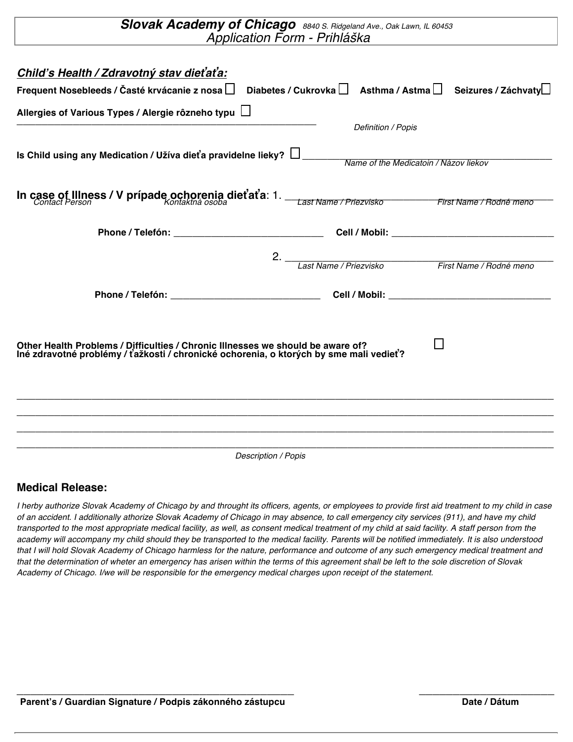**Slovak Academy of Chicago** *8840 S. Ridgeland Ave., Oak Lawn, IL 60453*
*Application Form - Prihláška*

## *Child's Health / Zdravotný stav dieťaťa:*

**Frequent Nosebleeds / Časté krvácanie z nosa** ☐ **Diabetes / Cukrovka** ☐ **Asthma / Astma** ☐ **Seizures / Záchvaty** ☐

**Allergies of Various Types / Alergie rôzneho typu** ☐ ______________________________

*Definition / Popis*

**Is Child using any Medication / Užíva dieťa pravidelne lieky?** ☐ ______________________________

*Name of the Medicatoin / Názov liekov*

**In case of Illness / V prípade ochorenia dieťaťa**: 1. ______________________________

*Contact Person* *Kontaktná osoba* *Last Name / Priezvisko* *First Name / Rodné meno*

**Phone / Telefón:** ______________________________ **Cell / Mobil:** ______________________________

2. ______________________________

*Last Name / Priezvisko* *First Name / Rodné meno*

**Phone / Telefón:** ______________________________ **Cell / Mobil:** ______________________________

**Other Health Problems / Difficulties / Chronic Illnesses we should be aware of?**
**Iné zdravotné problémy / ťažkosti / chronické ochorenia, o ktorých by sme mali vedieť?** ☐

______________________________________________________________________________

______________________________________________________________________________

______________________________________________________________________________

______________________________________________________________________________

*Description / Popis*

### Medical Release:

*I herby authorize Slovak Academy of Chicago by and throught its officers, agents, or employees to provide first aid treatment to my child in case of an accident. I additionally athorize Slovak Academy of Chicago in may absence, to call emergency city services (911), and have my child transported to the most appropriate medical facility, as well, as consent medical treatment of my child at said facility. A staff person from the academy will accompany my child should they be transported to the medical facility. Parents will be notified immediately. It is also understood that I will hold Slovak Academy of Chicago harmless for the nature, performance and outcome of any such emergency medical treatment and that the determination of wheter an emergency has arisen within the terms of this agreement shall be left to the sole discretion of Slovak Academy of Chicago. I/we will be responsible for the emergency medical charges upon receipt of the statement.*

______________________________ ______________________________

**Parent's / Guardian Signature / Podpis zákonného zástupcu** **Date / Dátum**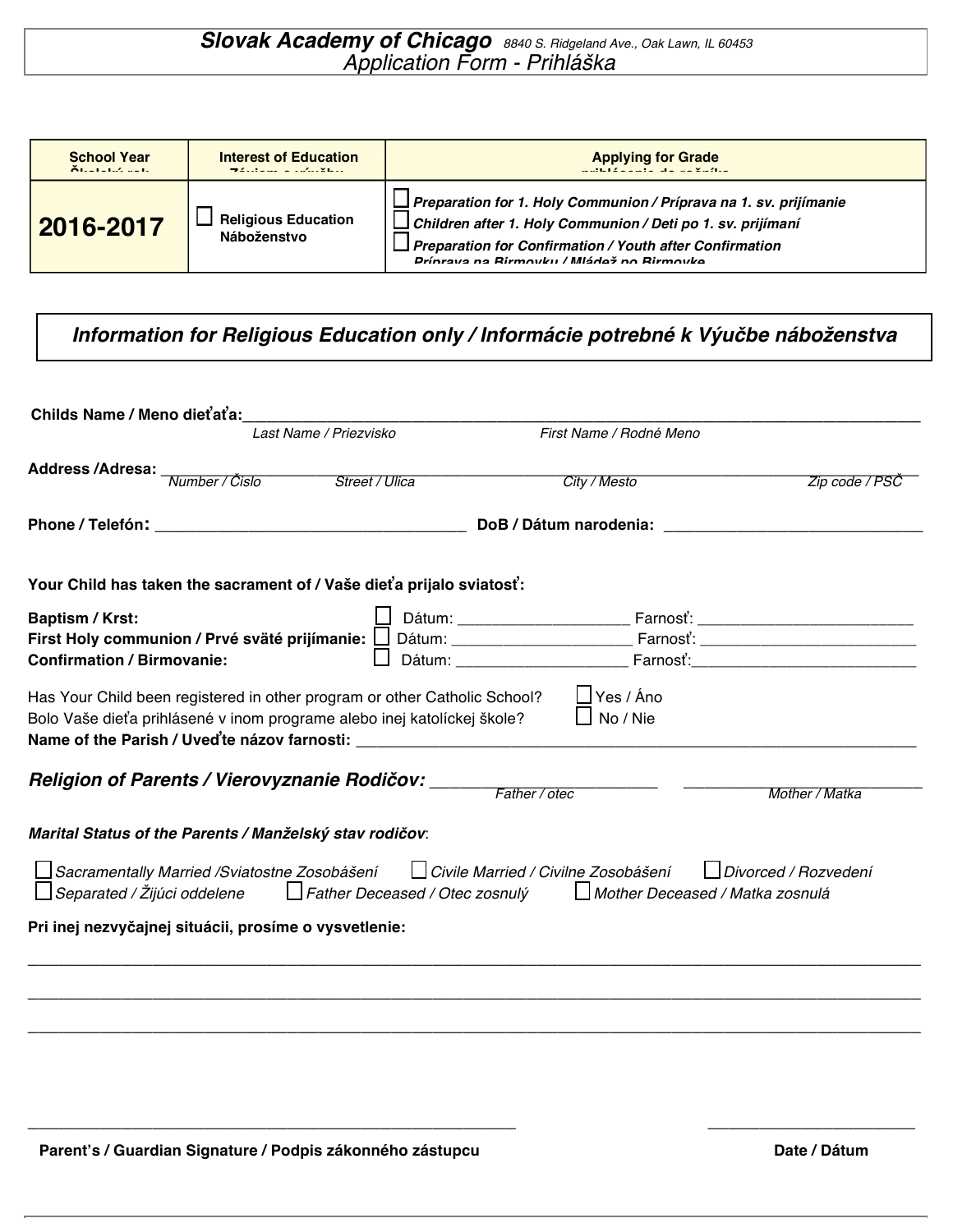# *Slovak Academy of Chicago* 8840 S. Ridgeland Ave., Oak Lawn, IL 60453

*Application Form - Prihláška*

| School Year Školský rok | Interest of Education Záujem o výuku | Applying for Grade prihlásenie do ročníka |
|---|---|---|
| **2016-2017** | ☐ **Religious Education Náboženstvo** | ☐ ***Preparation for 1. Holy Communion / Príprava na 1. sv. prijímanie***<br>☐ ***Children after 1. Holy Communion / Deti po 1. sv. prijímaní***<br>☐ ***Preparation for Confirmation / Youth after Confirmation Príprava na Birmovku / Mládež po Birmovke*** |

## *Information for Religious Education only / Informácie potrebné k Výučbe náboženstva*

**Childs Name / Meno dieťaťa:**_______________________________________________

*Last Name / Priezvisko* *First Name / Rodné Meno*

**Address /Adresa:** _______________________________________________

*Number / Číslo* *Street / Ulica* *City / Mesto* *Zip code / PSČ*

**Phone / Telefón:** ______________________ **DoB / Dátum narodenia:** ______________________

**Your Child has taken the sacrament of / Vaše dieťa prijalo sviatosť:**

**Baptism / Krst:** ☐ Dátum: ______________ Farnosť: ______________

**First Holy communion / Prvé sväté prijímanie:** ☐ Dátum: ______________ Farnosť: ______________

**Confirmation / Birmovanie:** ☐ Dátum: ______________ Farnosť: ______________

Has Your Child been registered in other program or other Catholic School? ☐ Yes / Áno

Bolo Vaše dieťa prihlásené v inom programe alebo inej katolíckej škole? ☐ No / Nie

**Name of the Parish / Uveďte názov farnosti:** _______________________________________________

***Religion of Parents / Vierovyznanie Rodičov:*** ______________ ______________

*Father / otec* *Mother / Matka*

***Marital Status of the Parents / Manželský stav rodičov***:

☐ *Sacramentally Married /Sviatostne Zosobášení* ☐ *Civile Married / Civilne Zosobášení* ☐ *Divorced / Rozvedení*
☐ *Separated / Žijúci oddelene* ☐ *Father Deceased / Otec zosnulý* ☐ *Mother Deceased / Matka zosnulá*

**Pri inej nezvyčajnej situácii, prosíme o vysvetlenie:**

_______________________________________________

_______________________________________________

_______________________________________________

_______________________________________________ ______________

**Parent's / Guardian Signature / Podpis zákonného zástupcu** **Date / Dátum**